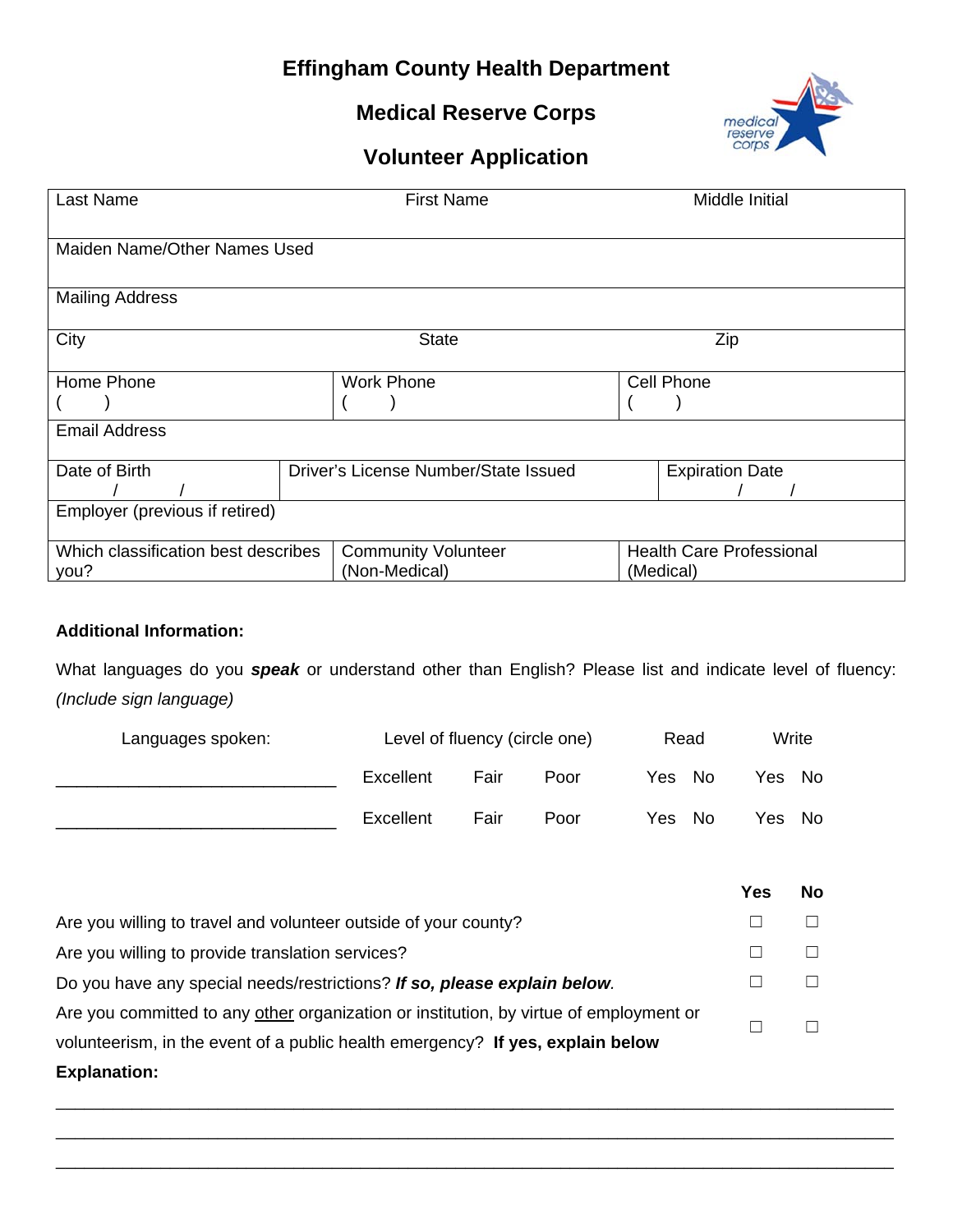# Effingham County Health Department

## Medical Reserve Corps

## Volunteer Application

| Last Name | First Name | Middle Initial |
|---|---|---|
| Maiden Name/Other Names Used | | |
| Mailing Address | | |
| City | State | Zip |

| Home Phone ( ) | Work Phone ( ) | Cell Phone ( ) |
|---|---|---|
| Email Address | | |

| Date of Birth / / | Driver's License Number/State Issued | Expiration Date / / |
|---|---|---|
| Employer (previous if retired) | | |

| Which classification best describes you? | Community Volunteer (Non-Medical) | Health Care Professional (Medical) |
|---|---|---|

**Additional Information:**

What languages do you ***speak*** or understand other than English? Please list and indicate level of fluency: *(Include sign language)*

| Languages spoken: | Level of fluency (circle one) | | | Read | Write |
|---|---|---|---|---|---|
| ______________________________ | Excellent | Fair | Poor | Yes No | Yes No |
| ______________________________ | Excellent | Fair | Poor | Yes No | Yes No |

| | **Yes** | **No** |
|---|---|---|
| Are you willing to travel and volunteer outside of your county? | ☐ | ☐ |
| Are you willing to provide translation services? | ☐ | ☐ |
| Do you have any special needs/restrictions? ***If so, please explain below***. | ☐ | ☐ |
| Are you committed to any other organization or institution, by virtue of employment or volunteerism, in the event of a public health emergency? **If yes, explain below** | ☐ | ☐ |

**Explanation:**

_____________________________________________________________________________

_____________________________________________________________________________

_____________________________________________________________________________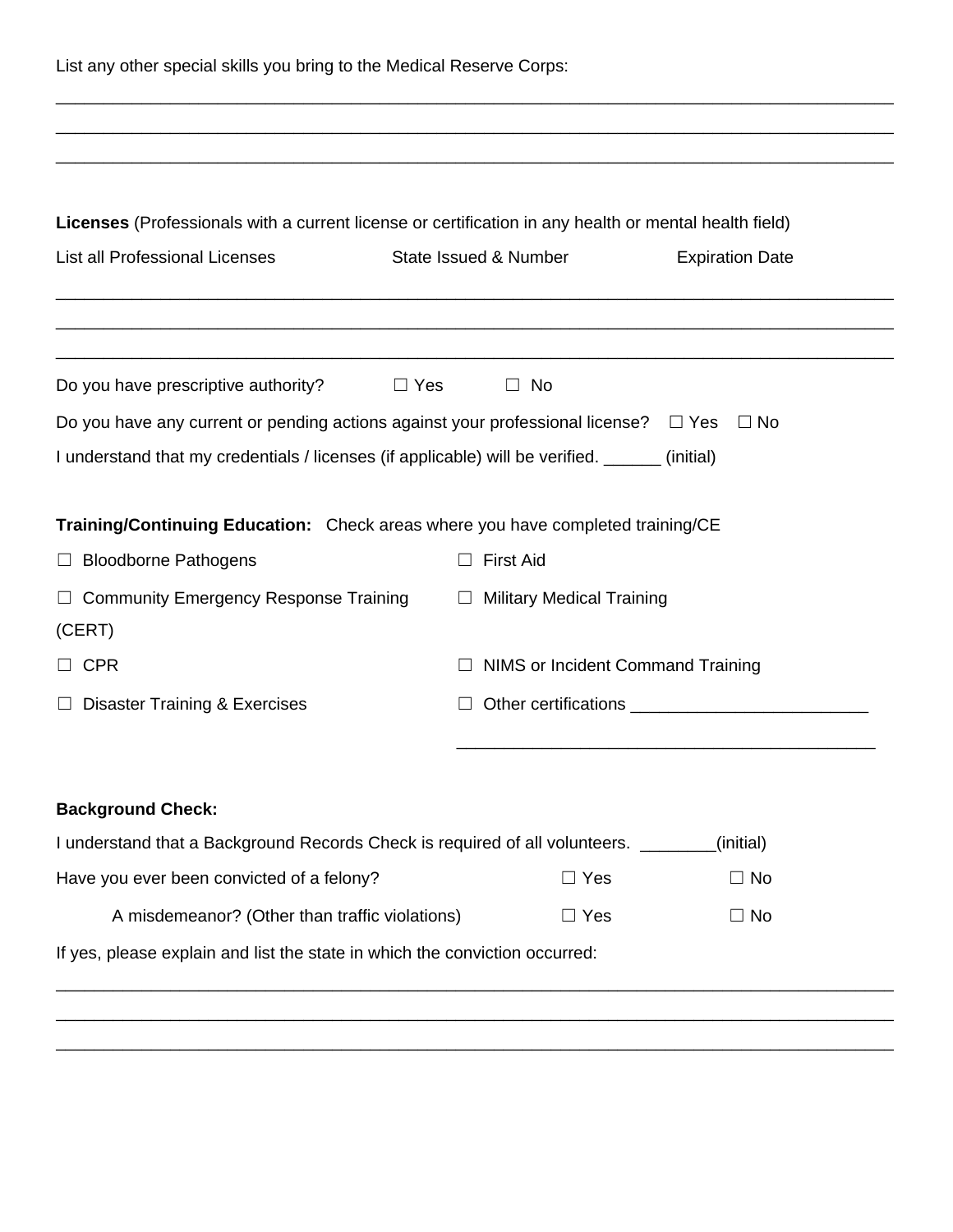List any other special skills you bring to the Medical Reserve Corps:

\_\_\_\_\_\_\_\_\_\_\_\_\_\_\_\_\_\_\_\_\_\_\_\_\_\_\_\_\_\_\_\_\_\_\_\_\_\_\_\_\_\_\_\_\_\_\_\_\_\_\_\_\_\_\_\_\_\_\_\_\_\_\_\_\_\_\_\_\_\_\_\_\_\_\_\_\_\_

\_\_\_\_\_\_\_\_\_\_\_\_\_\_\_\_\_\_\_\_\_\_\_\_\_\_\_\_\_\_\_\_\_\_\_\_\_\_\_\_\_\_\_\_\_\_\_\_\_\_\_\_\_\_\_\_\_\_\_\_\_\_\_\_\_\_\_\_\_\_\_\_\_\_\_\_\_\_

\_\_\_\_\_\_\_\_\_\_\_\_\_\_\_\_\_\_\_\_\_\_\_\_\_\_\_\_\_\_\_\_\_\_\_\_\_\_\_\_\_\_\_\_\_\_\_\_\_\_\_\_\_\_\_\_\_\_\_\_\_\_\_\_\_\_\_\_\_\_\_\_\_\_\_\_\_\_

**Licenses** (Professionals with a current license or certification in any health or mental health field)

| List all Professional Licenses | State Issued & Number | Expiration Date |
| --- | --- | --- |
| | | |
| | | |
| | | |

Do you have prescriptive authority? ☐ Yes ☐ No

Do you have any current or pending actions against your professional license? ☐ Yes ☐ No

I understand that my credentials / licenses (if applicable) will be verified. ______ (initial)

**Training/Continuing Education:** Check areas where you have completed training/CE

☐ Bloodborne Pathogens

☐ First Aid

☐ Community Emergency Response Training (CERT)

☐ Military Medical Training

☐ CPR

☐ NIMS or Incident Command Training

☐ Disaster Training & Exercises

☐ Other certifications ________________________

\_\_\_\_\_\_\_\_\_\_\_\_\_\_\_\_\_\_\_\_\_\_\_\_\_\_\_\_\_\_\_\_\_\_\_\_\_\_\_\_\_\_

**Background Check:**

I understand that a Background Records Check is required of all volunteers. ________(initial)

Have you ever been convicted of a felony? ☐ Yes ☐ No

A misdemeanor? (Other than traffic violations) ☐ Yes ☐ No

If yes, please explain and list the state in which the conviction occurred:

\_\_\_\_\_\_\_\_\_\_\_\_\_\_\_\_\_\_\_\_\_\_\_\_\_\_\_\_\_\_\_\_\_\_\_\_\_\_\_\_\_\_\_\_\_\_\_\_\_\_\_\_\_\_\_\_\_\_\_\_\_\_\_\_\_\_\_\_\_\_\_\_\_\_\_\_\_\_

\_\_\_\_\_\_\_\_\_\_\_\_\_\_\_\_\_\_\_\_\_\_\_\_\_\_\_\_\_\_\_\_\_\_\_\_\_\_\_\_\_\_\_\_\_\_\_\_\_\_\_\_\_\_\_\_\_\_\_\_\_\_\_\_\_\_\_\_\_\_\_\_\_\_\_\_\_\_

\_\_\_\_\_\_\_\_\_\_\_\_\_\_\_\_\_\_\_\_\_\_\_\_\_\_\_\_\_\_\_\_\_\_\_\_\_\_\_\_\_\_\_\_\_\_\_\_\_\_\_\_\_\_\_\_\_\_\_\_\_\_\_\_\_\_\_\_\_\_\_\_\_\_\_\_\_\_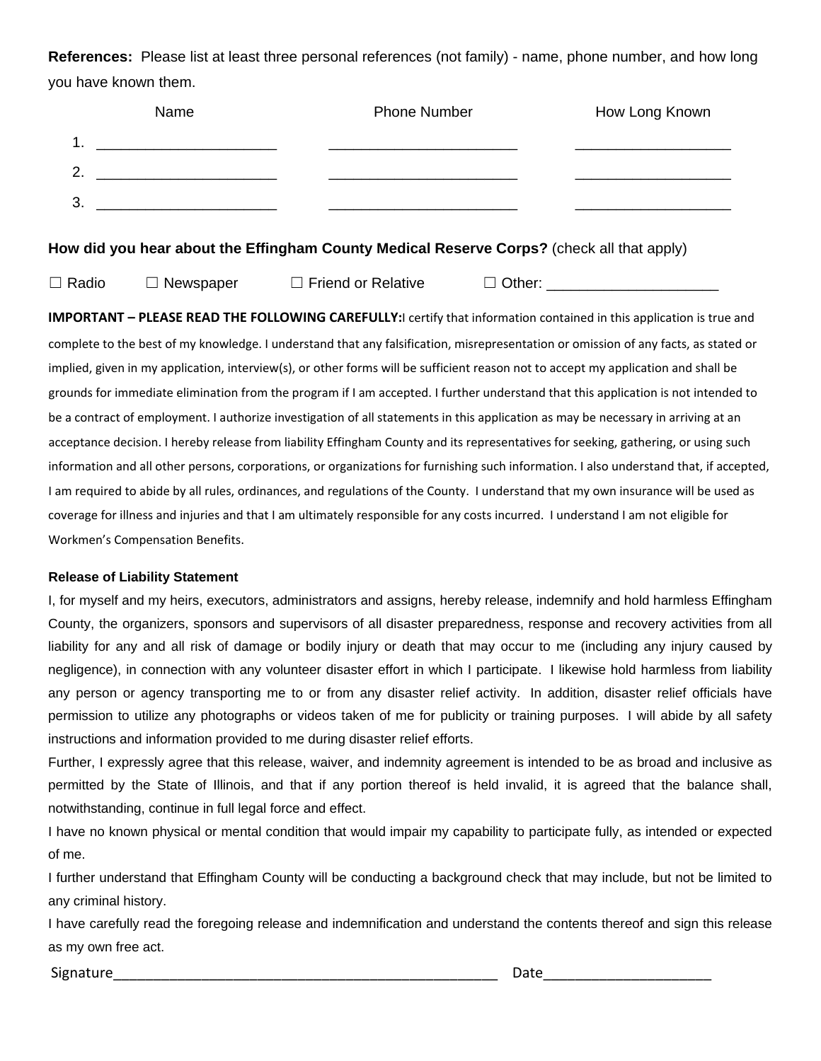**References:** Please list at least three personal references (not family) - name, phone number, and how long you have known them.

| | Name | Phone Number | How Long Known |
|---|---|---|---|
| 1. | ____________________ | ____________________ | ____________________ |
| 2. | ____________________ | ____________________ | ____________________ |
| 3. | ____________________ | ____________________ | ____________________ |

**How did you hear about the Effingham County Medical Reserve Corps?** (check all that apply)

☐ Radio ☐ Newspaper ☐ Friend or Relative ☐ Other: ____________________

**IMPORTANT – PLEASE READ THE FOLLOWING CAREFULLY:** I certify that information contained in this application is true and complete to the best of my knowledge. I understand that any falsification, misrepresentation or omission of any facts, as stated or implied, given in my application, interview(s), or other forms will be sufficient reason not to accept my application and shall be grounds for immediate elimination from the program if I am accepted. I further understand that this application is not intended to be a contract of employment. I authorize investigation of all statements in this application as may be necessary in arriving at an acceptance decision. I hereby release from liability Effingham County and its representatives for seeking, gathering, or using such information and all other persons, corporations, or organizations for furnishing such information. I also understand that, if accepted, I am required to abide by all rules, ordinances, and regulations of the County. I understand that my own insurance will be used as coverage for illness and injuries and that I am ultimately responsible for any costs incurred. I understand I am not eligible for Workmen's Compensation Benefits.

**Release of Liability Statement**

I, for myself and my heirs, executors, administrators and assigns, hereby release, indemnify and hold harmless Effingham County, the organizers, sponsors and supervisors of all disaster preparedness, response and recovery activities from all liability for any and all risk of damage or bodily injury or death that may occur to me (including any injury caused by negligence), in connection with any volunteer disaster effort in which I participate. I likewise hold harmless from liability any person or agency transporting me to or from any disaster relief activity. In addition, disaster relief officials have permission to utilize any photographs or videos taken of me for publicity or training purposes. I will abide by all safety instructions and information provided to me during disaster relief efforts.

Further, I expressly agree that this release, waiver, and indemnity agreement is intended to be as broad and inclusive as permitted by the State of Illinois, and that if any portion thereof is held invalid, it is agreed that the balance shall, notwithstanding, continue in full legal force and effect.

I have no known physical or mental condition that would impair my capability to participate fully, as intended or expected of me.

I further understand that Effingham County will be conducting a background check that may include, but not be limited to any criminal history.

I have carefully read the foregoing release and indemnification and understand the contents thereof and sign this release as my own free act.

Signature________________________________________________ Date____________________